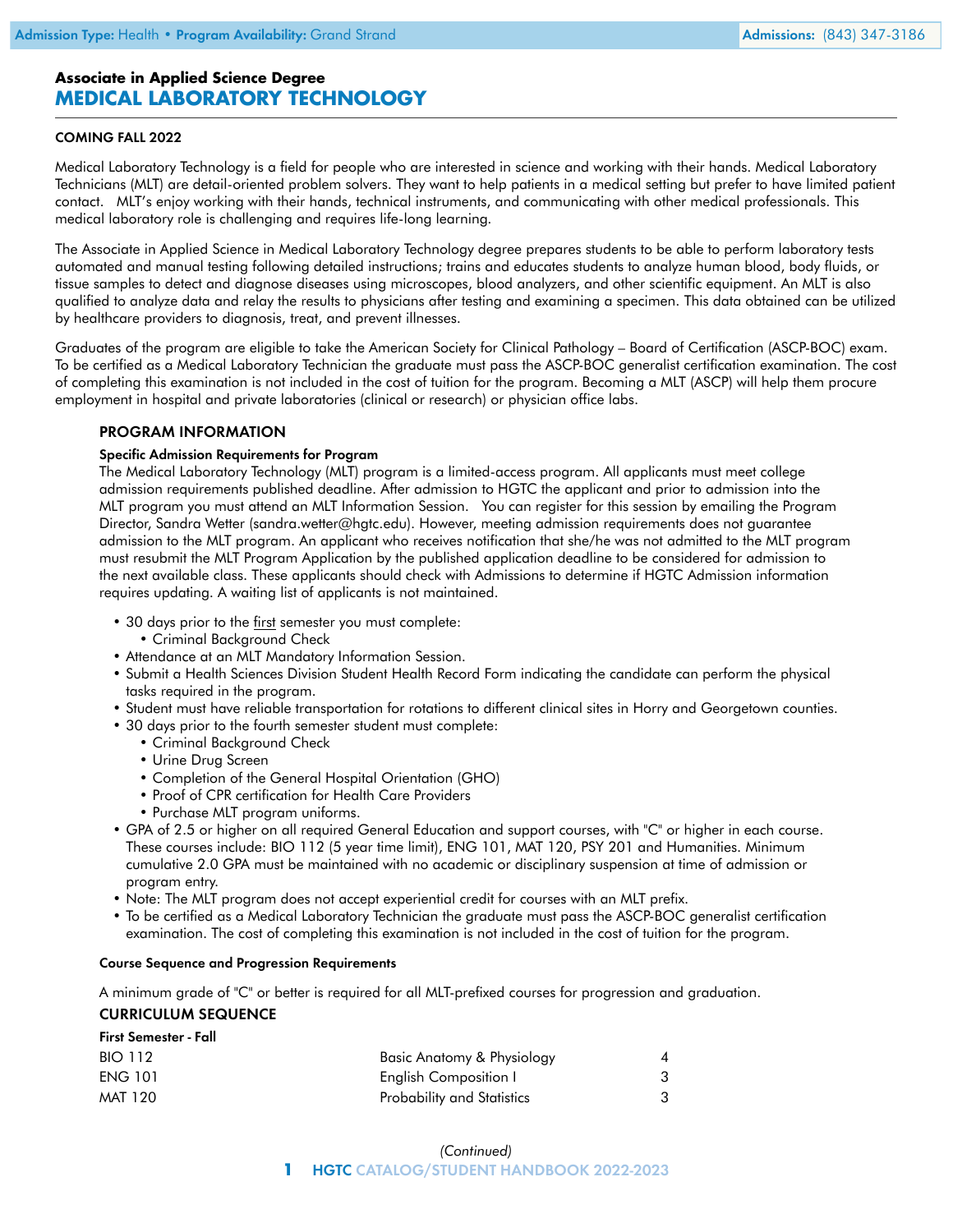Admission Type: Health • Program Availability: Grand Strand | Admissions: (843) 347-3186

**Associate in Applied Science Degree**

# MEDICAL LABORATORY TECHNOLOGY

COMING FALL 2022

Medical Laboratory Technology is a field for people who are interested in science and working with their hands. Medical Laboratory Technicians (MLT) are detail-oriented problem solvers. They want to help patients in a medical setting but prefer to have limited patient contact. MLT's enjoy working with their hands, technical instruments, and communicating with other medical professionals. This medical laboratory role is challenging and requires life-long learning.

The Associate in Applied Science in Medical Laboratory Technology degree prepares students to be able to perform laboratory tests automated and manual testing following detailed instructions; trains and educates students to analyze human blood, body fluids, or tissue samples to detect and diagnose diseases using microscopes, blood analyzers, and other scientific equipment. An MLT is also qualified to analyze data and relay the results to physicians after testing and examining a specimen. This data obtained can be utilized by healthcare providers to diagnosis, treat, and prevent illnesses.

Graduates of the program are eligible to take the American Society for Clinical Pathology – Board of Certification (ASCP-BOC) exam. To be certified as a Medical Laboratory Technician the graduate must pass the ASCP-BOC generalist certification examination. The cost of completing this examination is not included in the cost of tuition for the program. Becoming a MLT (ASCP) will help them procure employment in hospital and private laboratories (clinical or research) or physician office labs.

## PROGRAM INFORMATION

### Specific Admission Requirements for Program

The Medical Laboratory Technology (MLT) program is a limited-access program. All applicants must meet college admission requirements published deadline. After admission to HGTC the applicant and prior to admission into the MLT program you must attend an MLT Information Session. You can register for this session by emailing the Program Director, Sandra Wetter (sandra.wetter@hgtc.edu). However, meeting admission requirements does not guarantee admission to the MLT program. An applicant who receives notification that she/he was not admitted to the MLT program must resubmit the MLT Program Application by the published application deadline to be considered for admission to the next available class. These applicants should check with Admissions to determine if HGTC Admission information requires updating. A waiting list of applicants is not maintained.

- 30 days prior to the first semester you must complete:
  - Criminal Background Check
- Attendance at an MLT Mandatory Information Session.
- Submit a Health Sciences Division Student Health Record Form indicating the candidate can perform the physical tasks required in the program.
- Student must have reliable transportation for rotations to different clinical sites in Horry and Georgetown counties.
- 30 days prior to the fourth semester student must complete:
  - Criminal Background Check
  - Urine Drug Screen
  - Completion of the General Hospital Orientation (GHO)
  - Proof of CPR certification for Health Care Providers
  - Purchase MLT program uniforms.
- GPA of 2.5 or higher on all required General Education and support courses, with "C" or higher in each course. These courses include: BIO 112 (5 year time limit), ENG 101, MAT 120, PSY 201 and Humanities. Minimum cumulative 2.0 GPA must be maintained with no academic or disciplinary suspension at time of admission or program entry.
- Note: The MLT program does not accept experiential credit for courses with an MLT prefix.
- To be certified as a Medical Laboratory Technician the graduate must pass the ASCP-BOC generalist certification examination. The cost of completing this examination is not included in the cost of tuition for the program.

### Course Sequence and Progression Requirements

A minimum grade of "C" or better is required for all MLT-prefixed courses for progression and graduation.

## CURRICULUM SEQUENCE

### First Semester - Fall

| | | |
|---|---|---|
| BIO 112 | Basic Anatomy & Physiology | 4 |
| ENG 101 | English Composition I | 3 |
| MAT 120 | Probability and Statistics | 3 |

*(Continued)*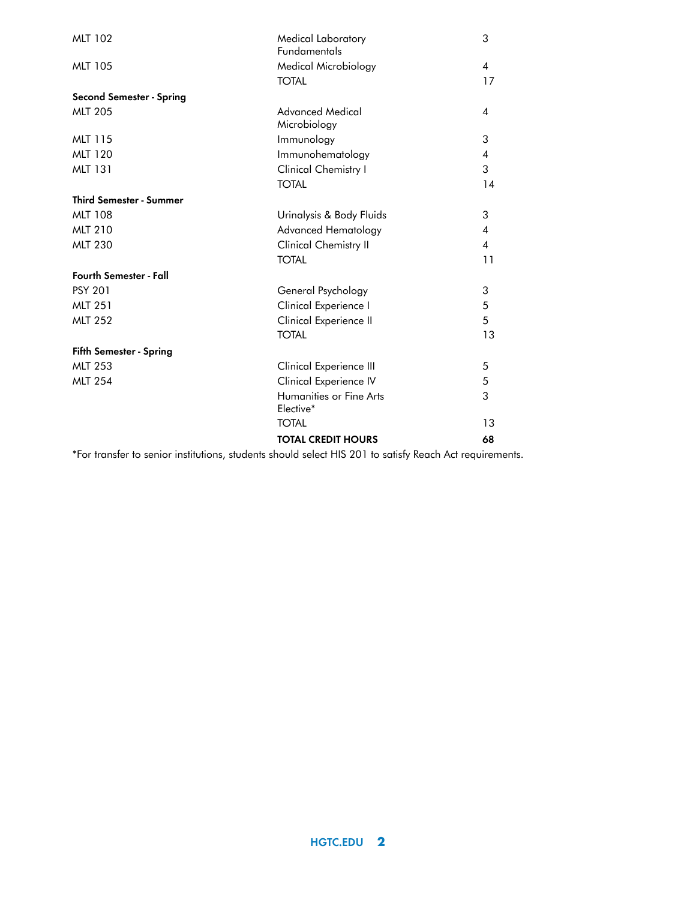| | | |
|---|---|---|
| MLT 102 | Medical Laboratory Fundamentals | 3 |
| MLT 105 | Medical Microbiology | 4 |
| | TOTAL | 17 |
| **Second Semester - Spring** | | |
| MLT 205 | Advanced Medical Microbiology | 4 |
| MLT 115 | Immunology | 3 |
| MLT 120 | Immunohematology | 4 |
| MLT 131 | Clinical Chemistry I | 3 |
| | TOTAL | 14 |
| **Third Semester - Summer** | | |
| MLT 108 | Urinalysis & Body Fluids | 3 |
| MLT 210 | Advanced Hematology | 4 |
| MLT 230 | Clinical Chemistry II | 4 |
| | TOTAL | 11 |
| **Fourth Semester - Fall** | | |
| PSY 201 | General Psychology | 3 |
| MLT 251 | Clinical Experience I | 5 |
| MLT 252 | Clinical Experience II | 5 |
| | TOTAL | 13 |
| **Fifth Semester - Spring** | | |
| MLT 253 | Clinical Experience III | 5 |
| MLT 254 | Clinical Experience IV | 5 |
| | Humanities or Fine Arts Elective* | 3 |
| | TOTAL | 13 |
| | **TOTAL CREDIT HOURS** | **68** |

*For transfer to senior institutions, students should select HIS 201 to satisfy Reach Act requirements.